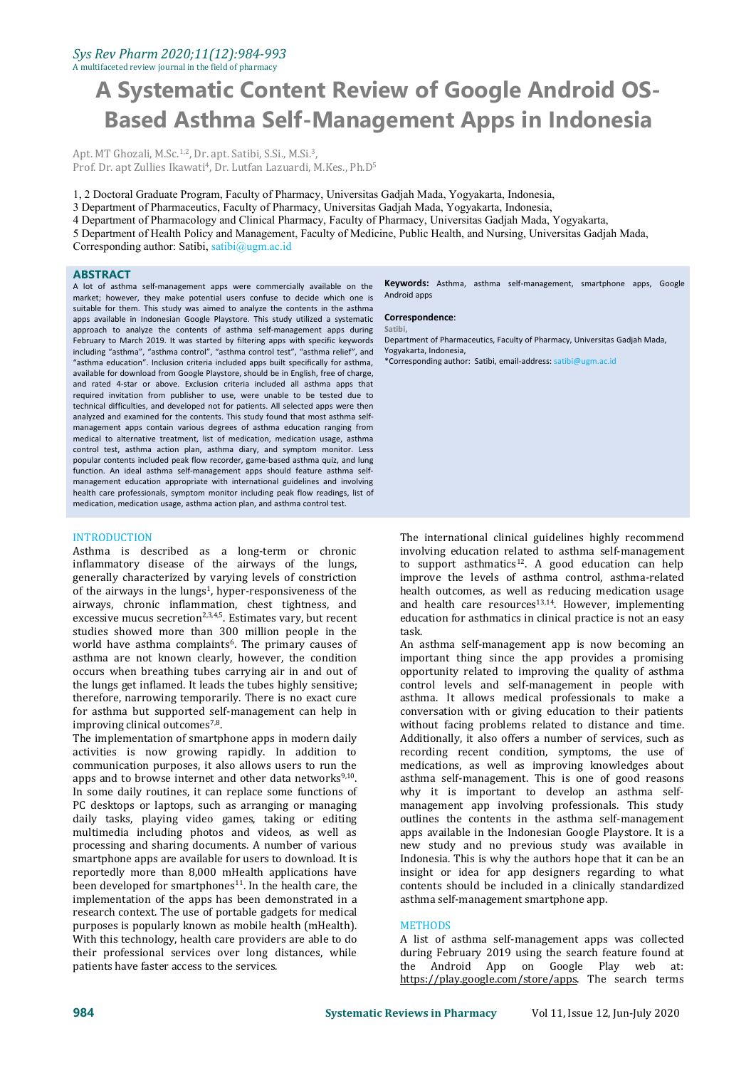# A Systematic Content Review of Google Android OS-Based Asthma Self-Management Apps in Indonesia

Apt. MT Ghozali, M.Sc.[1,2], Dr. apt. Satibi, S.Si., M.Si.[3],
Prof. Dr. apt Zullies Ikawati[4], Dr. Lutfan Lazuardi, M.Kes., Ph.D[5]

1, 2 Doctoral Graduate Program, Faculty of Pharmacy, Universitas Gadjah Mada, Yogyakarta, Indonesia,
3 Department of Pharmaceutics, Faculty of Pharmacy, Universitas Gadjah Mada, Yogyakarta, Indonesia,
4 Department of Pharmacology and Clinical Pharmacy, Faculty of Pharmacy, Universitas Gadjah Mada, Yogyakarta,
5 Department of Health Policy and Management, Faculty of Medicine, Public Health, and Nursing, Universitas Gadjah Mada,
Corresponding author: Satibi, satibi@ugm.ac.id

## ABSTRACT

A lot of asthma self-management apps were commercially available on the market; however, they make potential users confuse to decide which one is suitable for them. This study was aimed to analyze the contents in the asthma apps available in Indonesian Google Playstore. This study utilized a systematic approach to analyze the contents of asthma self-management apps during February to March 2019. It was started by filtering apps with specific keywords including "asthma", "asthma control", "asthma control test", "asthma relief", and "asthma education". Inclusion criteria included apps built specifically for asthma, available for download from Google Playstore, should be in English, free of charge, and rated 4-star or above. Exclusion criteria included all asthma apps that required invitation from publisher to use, were unable to be tested due to technical difficulties, and developed not for patients. All selected apps were then analyzed and examined for the contents. This study found that most asthma self-management apps contain various degrees of asthma education ranging from medical to alternative treatment, list of medication, medication usage, asthma control test, asthma action plan, asthma diary, and symptom monitor. Less popular contents included peak flow recorder, game-based asthma quiz, and lung function. An ideal asthma self-management apps should feature asthma self-management education appropriate with international guidelines and involving health care professionals, symptom monitor including peak flow readings, list of medication, medication usage, asthma action plan, and asthma control test.

**Keywords:** Asthma, asthma self-management, smartphone apps, Google Android apps

**Correspondence**:
Satibi,
Department of Pharmaceutics, Faculty of Pharmacy, Universitas Gadjah Mada, Yogyakarta, Indonesia,
*Corresponding author: Satibi, email-address: satibi@ugm.ac.id

## INTRODUCTION

Asthma is described as a long-term or chronic inflammatory disease of the airways of the lungs, generally characterized by varying levels of constriction of the airways in the lungs[1], hyper-responsiveness of the airways, chronic inflammation, chest tightness, and excessive mucus secretion[2,3,4,5]. Estimates vary, but recent studies showed more than 300 million people in the world have asthma complaints[6]. The primary causes of asthma are not known clearly, however, the condition occurs when breathing tubes carrying air in and out of the lungs get inflamed. It leads the tubes highly sensitive; therefore, narrowing temporarily. There is no exact cure for asthma but supported self-management can help in improving clinical outcomes[7,8].

The implementation of smartphone apps in modern daily activities is now growing rapidly. In addition to communication purposes, it also allows users to run the apps and to browse internet and other data networks[9,10]. In some daily routines, it can replace some functions of PC desktops or laptops, such as arranging or managing daily tasks, playing video games, taking or editing multimedia including photos and videos, as well as processing and sharing documents. A number of various smartphone apps are available for users to download. It is reportedly more than 8,000 mHealth applications have been developed for smartphones[11]. In the health care, the implementation of the apps has been demonstrated in a research context. The use of portable gadgets for medical purposes is popularly known as mobile health (mHealth). With this technology, health care providers are able to do their professional services over long distances, while patients have faster access to the services.

The international clinical guidelines highly recommend involving education related to asthma self-management to support asthmatics[12]. A good education can help improve the levels of asthma control, asthma-related health outcomes, as well as reducing medication usage and health care resources[13,14]. However, implementing education for asthmatics in clinical practice is not an easy task.

An asthma self-management app is now becoming an important thing since the app provides a promising opportunity related to improving the quality of asthma control levels and self-management in people with asthma. It allows medical professionals to make a conversation with or giving education to their patients without facing problems related to distance and time. Additionally, it also offers a number of services, such as recording recent condition, symptoms, the use of medications, as well as improving knowledges about asthma self-management. This is one of good reasons why it is important to develop an asthma self-management app involving professionals. This study outlines the contents in the asthma self-management apps available in the Indonesian Google Playstore. It is a new study and no previous study was available in Indonesia. This is why the authors hope that it can be an insight or idea for app designers regarding to what contents should be included in a clinically standardized asthma self-management smartphone app.

## METHODS

A list of asthma self-management apps was collected during February 2019 using the search feature found at the Android App on Google Play web at: https://play.google.com/store/apps. The search terms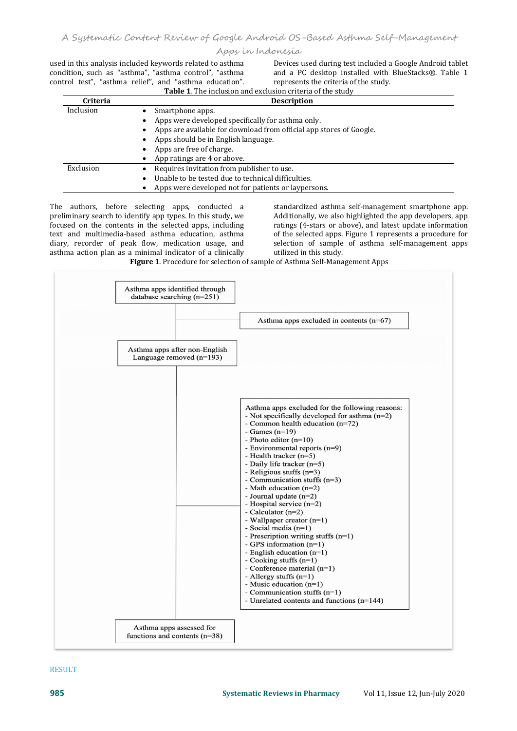used in this analysis included keywords related to asthma condition, such as "asthma", "asthma control", "asthma control test", "asthma relief", and "asthma education". Devices used during test included a Google Android tablet and a PC desktop installed with BlueStacks®. Table 1 represents the criteria of the study.

**Table 1**. The inclusion and exclusion criteria of the study

| Criteria | Description |
|---|---|
| Inclusion | • Smartphone apps.<br>• Apps were developed specifically for asthma only.<br>• Apps are available for download from official app stores of Google.<br>• Apps should be in English language.<br>• Apps are free of charge.<br>• App ratings are 4 or above. |
| Exclusion | • Requires invitation from publisher to use.<br>• Unable to be tested due to technical difficulties.<br>• Apps were developed not for patients or laypersons. |

The authors, before selecting apps, conducted a preliminary search to identify app types. In this study, we focused on the contents in the selected apps, including text and multimedia-based asthma education, asthma diary, recorder of peak flow, medication usage, and asthma action plan as a minimal indicator of a clinically standardized asthma self-management smartphone app. Additionally, we also highlighted the app developers, app ratings (4-stars or above), and latest update information of the selected apps. Figure 1 represents a procedure for selection of sample of asthma self-management apps utilized in this study.

**Figure 1**. Procedure for selection of sample of Asthma Self-Management Apps

Asthma apps identified through database searching (n=251)

→ Asthma apps excluded in contents (n=67)

Asthma apps after non-English Language removed (n=193)

→ Asthma apps excluded for the following reasons:
- Not specifically developed for asthma (n=2)
- Common health education (n=72)
- Games (n=19)
- Photo editor (n=10)
- Environmental reports (n=9)
- Health tracker (n=5)
- Daily life tracker (n=5)
- Religious stuffs (n=3)
- Communication stuffs (n=3)
- Math education (n=2)
- Journal update (n=2)
- Hospital service (n=2)
- Calculator (n=2)
- Wallpaper creator (n=1)
- Social media (n=1)
- Prescription writing stuffs (n=1)
- GPS information (n=1)
- English education (n=1)
- Cooking stuffs (n=1)
- Conference material (n=1)
- Allergy stuffs (n=1)
- Music education (n=1)
- Communication stuffs (n=1)
- Unrelated contents and functions (n=144)

Asthma apps assessed for functions and contents (n=38)

## RESULT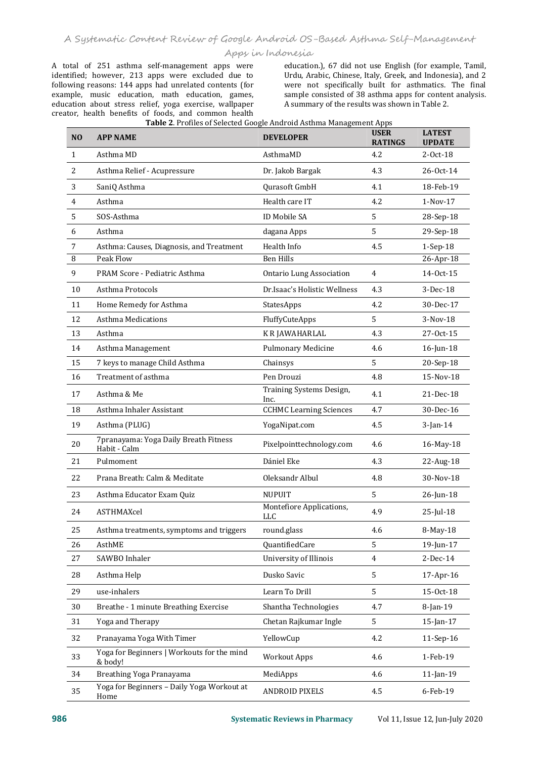A total of 251 asthma self-management apps were identified; however, 213 apps were excluded due to following reasons: 144 apps had unrelated contents (for example, music education, math education, games, education about stress relief, yoga exercise, wallpaper creator, health benefits of foods, and common health education.), 67 did not use English (for example, Tamil, Urdu, Arabic, Chinese, Italy, Greek, and Indonesia), and 2 were not specifically built for asthmatics. The final sample consisted of 38 asthma apps for content analysis. A summary of the results was shown in Table 2.

**Table 2**. Profiles of Selected Google Android Asthma Management Apps

| NO | APP NAME | DEVELOPER | USER RATINGS | LATEST UPDATE |
|---|---|---|---|---|
| 1 | Asthma MD | AsthmaMD | 4.2 | 2-Oct-18 |
| 2 | Asthma Relief - Acupressure | Dr. Jakob Bargak | 4.3 | 26-Oct-14 |
| 3 | SaniQ Asthma | Qurasoft GmbH | 4.1 | 18-Feb-19 |
| 4 | Asthma | Health care IT | 4.2 | 1-Nov-17 |
| 5 | SOS-Asthma | ID Mobile SA | 5 | 28-Sep-18 |
| 6 | Asthma | dagana Apps | 5 | 29-Sep-18 |
| 7 | Asthma: Causes, Diagnosis, and Treatment | Health Info | 4.5 | 1-Sep-18 |
| 8 | Peak Flow | Ben Hills | | 26-Apr-18 |
| 9 | PRAM Score - Pediatric Asthma | Ontario Lung Association | 4 | 14-Oct-15 |
| 10 | Asthma Protocols | Dr.Isaac's Holistic Wellness | 4.3 | 3-Dec-18 |
| 11 | Home Remedy for Asthma | StatesApps | 4.2 | 30-Dec-17 |
| 12 | Asthma Medications | FluffyCuteApps | 5 | 3-Nov-18 |
| 13 | Asthma | K R JAWAHARLAL | 4.3 | 27-Oct-15 |
| 14 | Asthma Management | Pulmonary Medicine | 4.6 | 16-Jun-18 |
| 15 | 7 keys to manage Child Asthma | Chainsys | 5 | 20-Sep-18 |
| 16 | Treatment of asthma | Pen Drouzi | 4.8 | 15-Nov-18 |
| 17 | Asthma & Me | Training Systems Design, Inc. | 4.1 | 21-Dec-18 |
| 18 | Asthma Inhaler Assistant | CCHMC Learning Sciences | 4.7 | 30-Dec-16 |
| 19 | Asthma (PLUG) | YogaNipat.com | 4.5 | 3-Jan-14 |
| 20 | 7pranayama: Yoga Daily Breath Fitness Habit - Calm | Pixelpointtechnology.com | 4.6 | 16-May-18 |
| 21 | Pulmoment | Dániel Eke | 4.3 | 22-Aug-18 |
| 22 | Prana Breath: Calm & Meditate | Oleksandr Albul | 4.8 | 30-Nov-18 |
| 23 | Asthma Educator Exam Quiz | NUPUIT | 5 | 26-Jun-18 |
| 24 | ASTHMAXcel | Montefiore Applications, LLC | 4.9 | 25-Jul-18 |
| 25 | Asthma treatments, symptoms and triggers | round.glass | 4.6 | 8-May-18 |
| 26 | AsthME | QuantifiedCare | 5 | 19-Jun-17 |
| 27 | SAWBO Inhaler | University of Illinois | 4 | 2-Dec-14 |
| 28 | Asthma Help | Dusko Savic | 5 | 17-Apr-16 |
| 29 | use-inhalers | Learn To Drill | 5 | 15-Oct-18 |
| 30 | Breathe - 1 minute Breathing Exercise | Shantha Technologies | 4.7 | 8-Jan-19 |
| 31 | Yoga and Therapy | Chetan Rajkumar Ingle | 5 | 15-Jan-17 |
| 32 | Pranayama Yoga With Timer | YellowCup | 4.2 | 11-Sep-16 |
| 33 | Yoga for Beginners \| Workouts for the mind & body! | Workout Apps | 4.6 | 1-Feb-19 |
| 34 | Breathing Yoga Pranayama | MediApps | 4.6 | 11-Jan-19 |
| 35 | Yoga for Beginners – Daily Yoga Workout at Home | ANDROID PIXELS | 4.5 | 6-Feb-19 |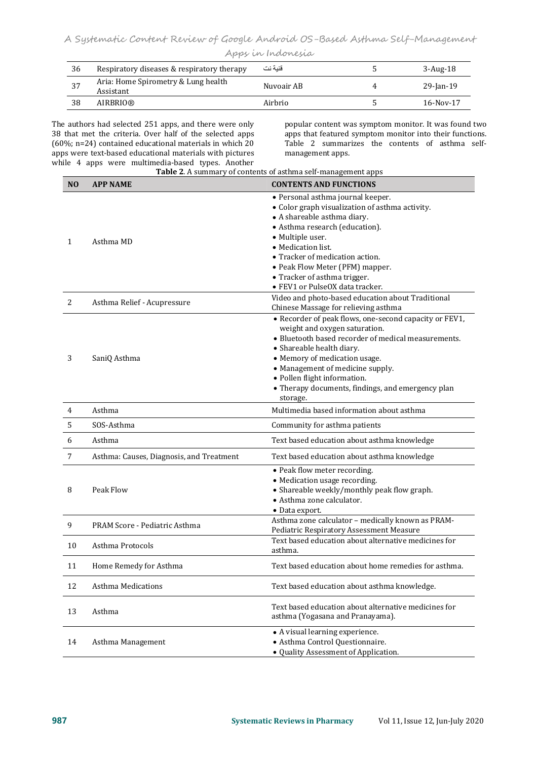| 36 | Respiratory diseases & respiratory therapy | فنية نت | 5 | 3-Aug-18 |
|---|---|---|---|---|
| 37 | Aria: Home Spirometry & Lung health Assistant | Nuvoair AB | 4 | 29-Jan-19 |
| 38 | AIRBRIO® | Airbrio | 5 | 16-Nov-17 |

The authors had selected 251 apps, and there were only 38 that met the criteria. Over half of the selected apps (60%; n=24) contained educational materials in which 20 apps were text-based educational materials with pictures while 4 apps were multimedia-based types. Another popular content was symptom monitor. It was found two apps that featured symptom monitor into their functions. Table 2 summarizes the contents of asthma self-management apps.

**Table 2**. A summary of contents of asthma self-management apps

| NO | APP NAME | CONTENTS AND FUNCTIONS |
|---|---|---|
| 1 | Asthma MD | • Personal asthma journal keeper.<br>• Color graph visualization of asthma activity.<br>• A shareable asthma diary.<br>• Asthma research (education).<br>• Multiple user.<br>• Medication list.<br>• Tracker of medication action.<br>• Peak Flow Meter (PFM) mapper.<br>• Tracker of asthma trigger.<br>• FEV1 or PulseOX data tracker. |
| 2 | Asthma Relief - Acupressure | Video and photo-based education about Traditional Chinese Massage for relieving asthma |
| 3 | SaniQ Asthma | • Recorder of peak flows, one-second capacity or FEV1, weight and oxygen saturation.<br>• Bluetooth based recorder of medical measurements.<br>• Shareable health diary.<br>• Memory of medication usage.<br>• Management of medicine supply.<br>• Pollen flight information.<br>• Therapy documents, findings, and emergency plan storage. |
| 4 | Asthma | Multimedia based information about asthma |
| 5 | SOS-Asthma | Community for asthma patients |
| 6 | Asthma | Text based education about asthma knowledge |
| 7 | Asthma: Causes, Diagnosis, and Treatment | Text based education about asthma knowledge |
| 8 | Peak Flow | • Peak flow meter recording.<br>• Medication usage recording.<br>• Shareable weekly/monthly peak flow graph.<br>• Asthma zone calculator.<br>• Data export. |
| 9 | PRAM Score - Pediatric Asthma | Asthma zone calculator – medically known as PRAM-Pediatric Respiratory Assessment Measure |
| 10 | Asthma Protocols | Text based education about alternative medicines for asthma. |
| 11 | Home Remedy for Asthma | Text based education about home remedies for asthma. |
| 12 | Asthma Medications | Text based education about asthma knowledge. |
| 13 | Asthma | Text based education about alternative medicines for asthma (Yogasana and Pranayama). |
| 14 | Asthma Management | • A visual learning experience.<br>• Asthma Control Questionnaire.<br>• Quality Assessment of Application. |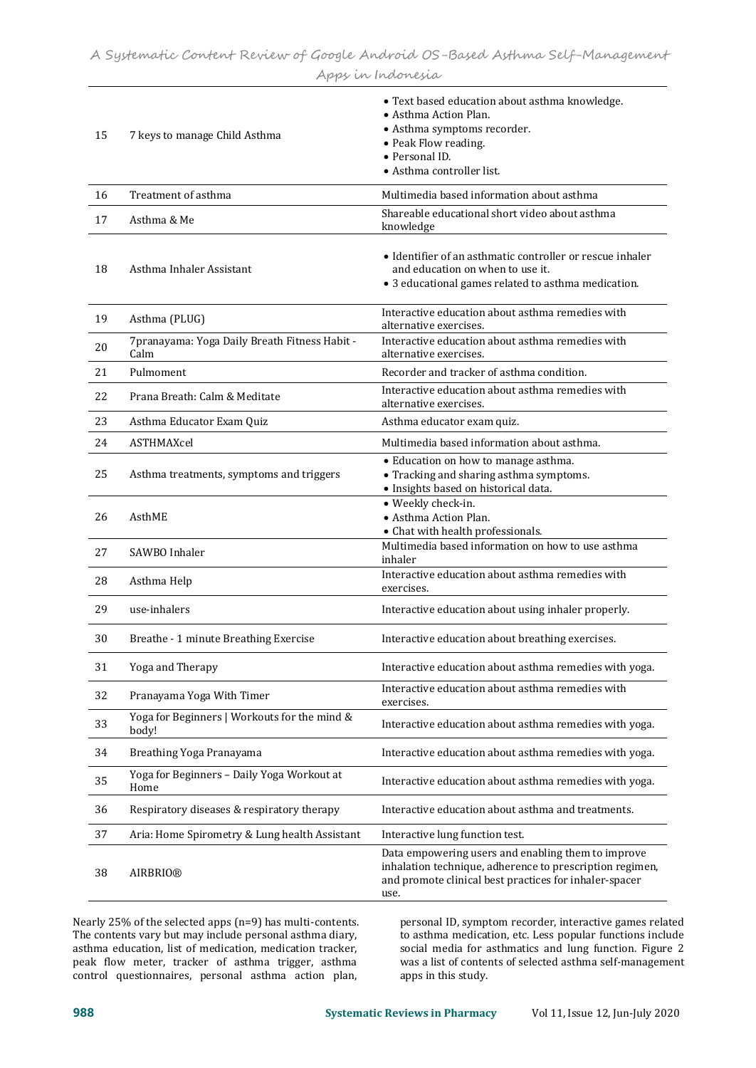| | | |
|---|---|---|
| 15 | 7 keys to manage Child Asthma | • Text based education about asthma knowledge.<br>• Asthma Action Plan.<br>• Asthma symptoms recorder.<br>• Peak Flow reading.<br>• Personal ID.<br>• Asthma controller list. |
| 16 | Treatment of asthma | Multimedia based information about asthma |
| 17 | Asthma & Me | Shareable educational short video about asthma knowledge |
| 18 | Asthma Inhaler Assistant | • Identifier of an asthmatic controller or rescue inhaler and education on when to use it.<br>• 3 educational games related to asthma medication. |
| 19 | Asthma (PLUG) | Interactive education about asthma remedies with alternative exercises. |
| 20 | 7pranayama: Yoga Daily Breath Fitness Habit - Calm | Interactive education about asthma remedies with alternative exercises. |
| 21 | Pulmoment | Recorder and tracker of asthma condition. |
| 22 | Prana Breath: Calm & Meditate | Interactive education about asthma remedies with alternative exercises. |
| 23 | Asthma Educator Exam Quiz | Asthma educator exam quiz. |
| 24 | ASTHMAXcel | Multimedia based information about asthma. |
| 25 | Asthma treatments, symptoms and triggers | • Education on how to manage asthma.<br>• Tracking and sharing asthma symptoms.<br>• Insights based on historical data. |
| 26 | AsthME | • Weekly check-in.<br>• Asthma Action Plan.<br>• Chat with health professionals. |
| 27 | SAWBO Inhaler | Multimedia based information on how to use asthma inhaler |
| 28 | Asthma Help | Interactive education about asthma remedies with exercises. |
| 29 | use-inhalers | Interactive education about using inhaler properly. |
| 30 | Breathe - 1 minute Breathing Exercise | Interactive education about breathing exercises. |
| 31 | Yoga and Therapy | Interactive education about asthma remedies with yoga. |
| 32 | Pranayama Yoga With Timer | Interactive education about asthma remedies with exercises. |
| 33 | Yoga for Beginners \| Workouts for the mind & body! | Interactive education about asthma remedies with yoga. |
| 34 | Breathing Yoga Pranayama | Interactive education about asthma remedies with yoga. |
| 35 | Yoga for Beginners – Daily Yoga Workout at Home | Interactive education about asthma remedies with yoga. |
| 36 | Respiratory diseases & respiratory therapy | Interactive education about asthma and treatments. |
| 37 | Aria: Home Spirometry & Lung health Assistant | Interactive lung function test. |
| 38 | AIRBRIO® | Data empowering users and enabling them to improve inhalation technique, adherence to prescription regimen, and promote clinical best practices for inhaler-spacer use. |

Nearly 25% of the selected apps (n=9) has multi-contents. The contents vary but may include personal asthma diary, asthma education, list of medication, medication tracker, peak flow meter, tracker of asthma trigger, asthma control questionnaires, personal asthma action plan, personal ID, symptom recorder, interactive games related to asthma medication, etc. Less popular functions include social media for asthmatics and lung function. Figure 2 was a list of contents of selected asthma self-management apps in this study.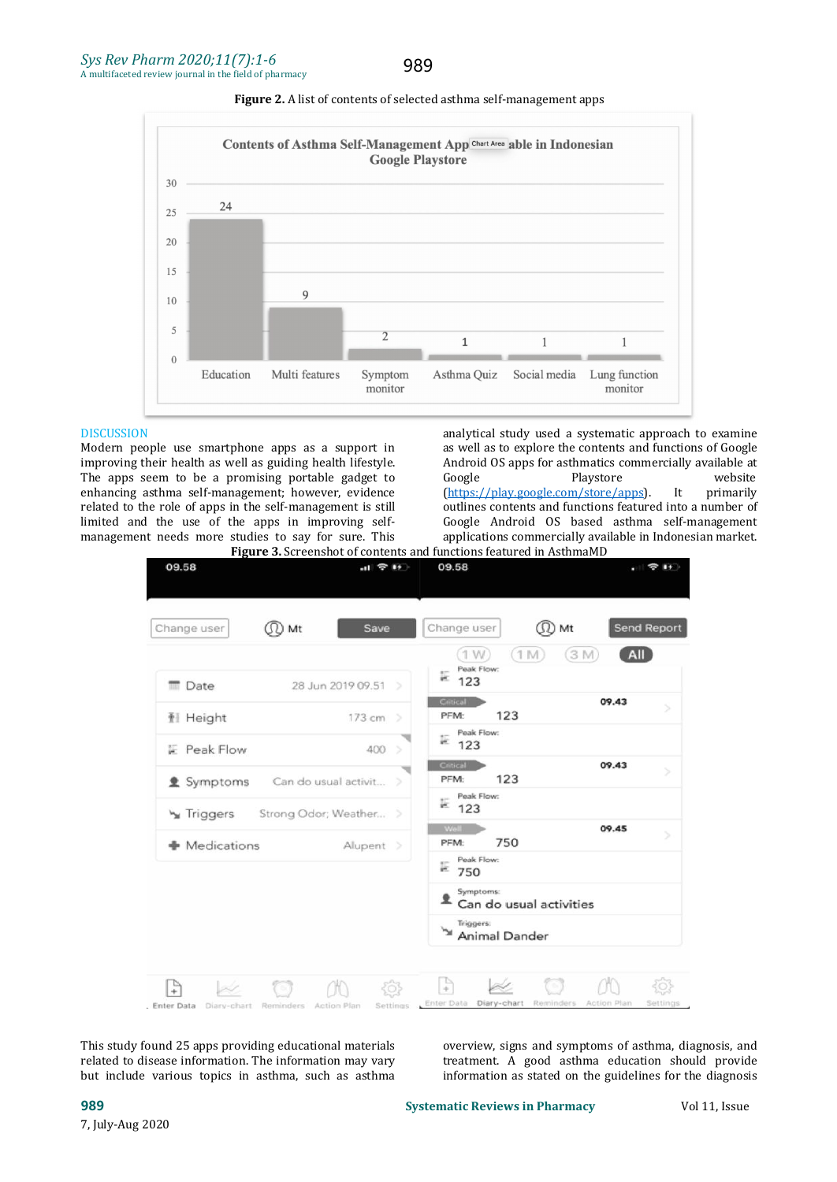**Figure 2.** A list of contents of selected asthma self-management apps

## DISCUSSION

Modern people use smartphone apps as a support in improving their health as well as guiding health lifestyle. The apps seem to be a promising portable gadget to enhancing asthma self-management; however, evidence related to the role of apps in the self-management is still limited and the use of the apps in improving self-management needs more studies to say for sure. This analytical study used a systematic approach to examine as well as to explore the contents and functions of Google Android OS apps for asthmatics commercially available at Google Playstore website (https://play.google.com/store/apps). It primarily outlines contents and functions featured into a number of Google Android OS based asthma self-management applications commercially available in Indonesian market.

**Figure 3.** Screenshot of contents and functions featured in AsthmaMD

This study found 25 apps providing educational materials related to disease information. The information may vary but include various topics in asthma, such as asthma overview, signs and symptoms of asthma, diagnosis, and treatment. A good asthma education should provide information as stated on the guidelines for the diagnosis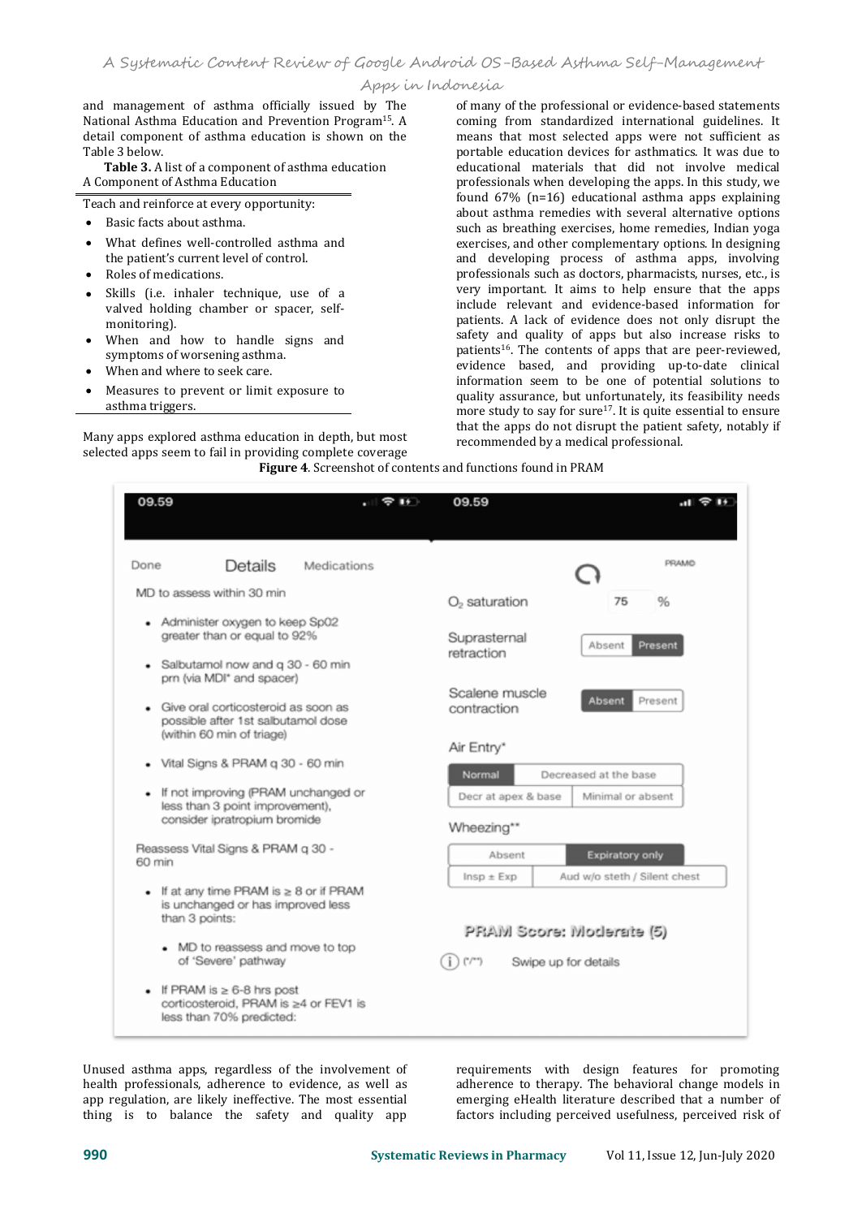and management of asthma officially issued by The National Asthma Education and Prevention Program[15]. A detail component of asthma education is shown on the Table 3 below.

**Table 3.** A list of a component of asthma education

| A Component of Asthma Education |
| --- |
| Teach and reinforce at every opportunity:<br>• Basic facts about asthma.<br>• What defines well-controlled asthma and the patient's current level of control.<br>• Roles of medications.<br>• Skills (i.e. inhaler technique, use of a valved holding chamber or spacer, self-monitoring).<br>• When and how to handle signs and symptoms of worsening asthma.<br>• When and where to seek care.<br>• Measures to prevent or limit exposure to asthma triggers. |

Many apps explored asthma education in depth, but most selected apps seem to fail in providing complete coverage of many of the professional or evidence-based statements coming from standardized international guidelines. It means that most selected apps were not sufficient as portable education devices for asthmatics. It was due to educational materials that did not involve medical professionals when developing the apps. In this study, we found 67% (n=16) educational asthma apps explaining about asthma remedies with several alternative options such as breathing exercises, home remedies, Indian yoga exercises, and other complementary options. In designing and developing process of asthma apps, involving professionals such as doctors, pharmacists, nurses, etc., is very important. It aims to help ensure that the apps include relevant and evidence-based information for patients. A lack of evidence does not only disrupt the safety and quality of apps but also increase risks to patients[16]. The contents of apps that are peer-reviewed, evidence based, and providing up-to-date clinical information seem to be one of potential solutions to quality assurance, but unfortunately, its feasibility needs more study to say for sure[17]. It is quite essential to ensure that the apps do not disrupt the patient safety, notably if recommended by a medical professional.

**Figure 4**. Screenshot of contents and functions found in PRAM

Unused asthma apps, regardless of the involvement of health professionals, adherence to evidence, as well as app regulation, are likely ineffective. The most essential thing is to balance the safety and quality app requirements with design features for promoting adherence to therapy. The behavioral change models in emerging eHealth literature described that a number of factors including perceived usefulness, perceived risk of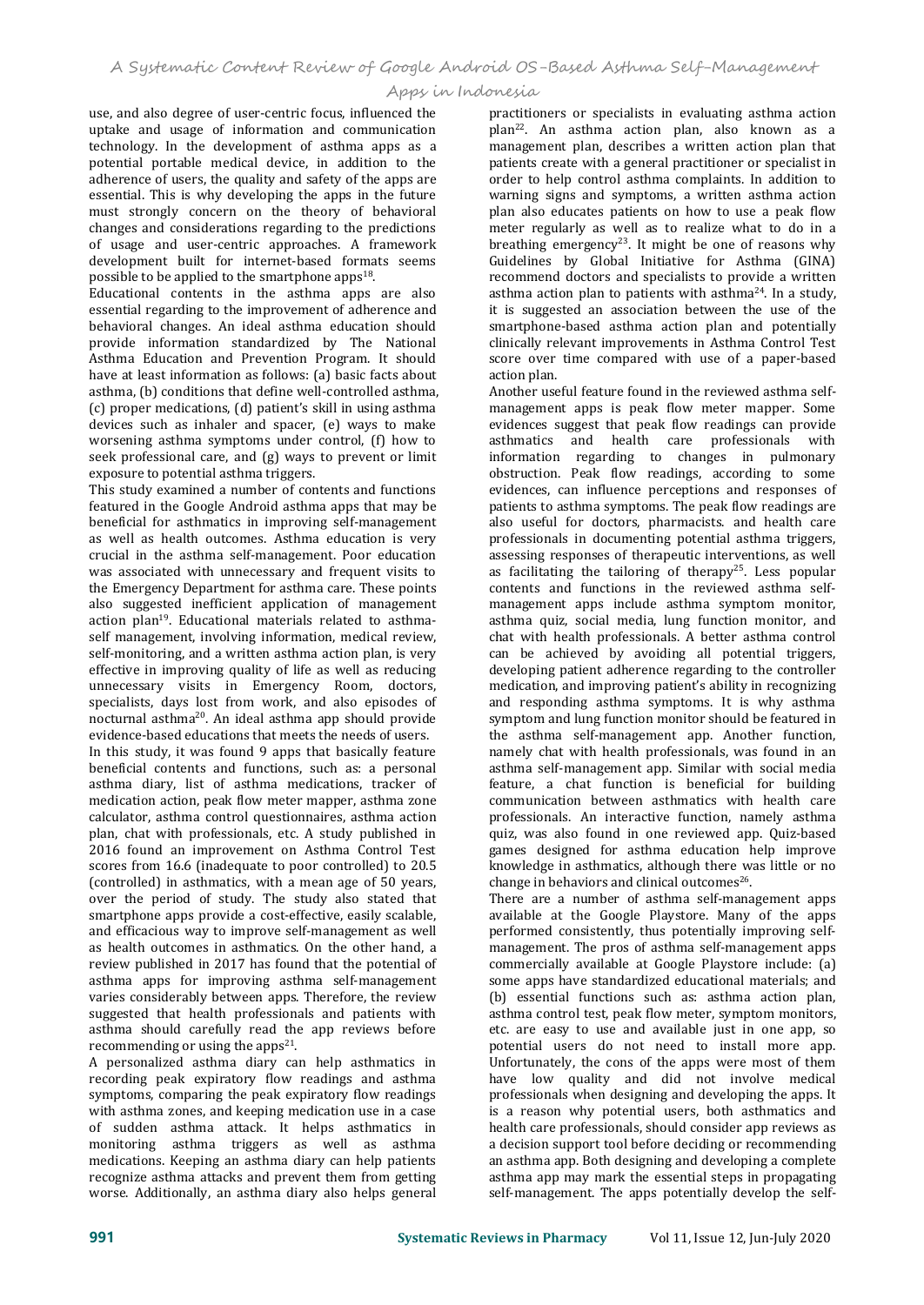use, and also degree of user-centric focus, influenced the uptake and usage of information and communication technology. In the development of asthma apps as a potential portable medical device, in addition to the adherence of users, the quality and safety of the apps are essential. This is why developing the apps in the future must strongly concern on the theory of behavioral changes and considerations regarding to the predictions of usage and user-centric approaches. A framework development built for internet-based formats seems possible to be applied to the smartphone apps[18].

Educational contents in the asthma apps are also essential regarding to the improvement of adherence and behavioral changes. An ideal asthma education should provide information standardized by The National Asthma Education and Prevention Program. It should have at least information as follows: (a) basic facts about asthma, (b) conditions that define well-controlled asthma, (c) proper medications, (d) patient's skill in using asthma devices such as inhaler and spacer, (e) ways to make worsening asthma symptoms under control, (f) how to seek professional care, and (g) ways to prevent or limit exposure to potential asthma triggers.

This study examined a number of contents and functions featured in the Google Android asthma apps that may be beneficial for asthmatics in improving self-management as well as health outcomes. Asthma education is very crucial in the asthma self-management. Poor education was associated with unnecessary and frequent visits to the Emergency Department for asthma care. These points also suggested inefficient application of management action plan[19]. Educational materials related to asthma-self management, involving information, medical review, self-monitoring, and a written asthma action plan, is very effective in improving quality of life as well as reducing unnecessary visits in Emergency Room, doctors, specialists, days lost from work, and also episodes of nocturnal asthma[20]. An ideal asthma app should provide evidence-based educations that meets the needs of users.

In this study, it was found 9 apps that basically feature beneficial contents and functions, such as: a personal asthma diary, list of asthma medications, tracker of medication action, peak flow meter mapper, asthma zone calculator, asthma control questionnaires, asthma action plan, chat with professionals, etc. A study published in 2016 found an improvement on Asthma Control Test scores from 16.6 (inadequate to poor controlled) to 20.5 (controlled) in asthmatics, with a mean age of 50 years, over the period of study. The study also stated that smartphone apps provide a cost-effective, easily scalable, and efficacious way to improve self-management as well as health outcomes in asthmatics. On the other hand, a review published in 2017 has found that the potential of asthma apps for improving asthma self-management varies considerably between apps. Therefore, the review suggested that health professionals and patients with asthma should carefully read the app reviews before recommending or using the apps[21].

A personalized asthma diary can help asthmatics in recording peak expiratory flow readings and asthma symptoms, comparing the peak expiratory flow readings with asthma zones, and keeping medication use in a case of sudden asthma attack. It helps asthmatics in monitoring asthma triggers as well as asthma medications. Keeping an asthma diary can help patients recognize asthma attacks and prevent them from getting worse. Additionally, an asthma diary also helps general practitioners or specialists in evaluating asthma action plan[22]. An asthma action plan, also known as a management plan, describes a written action plan that patients create with a general practitioner or specialist in order to help control asthma complaints. In addition to warning signs and symptoms, a written asthma action plan also educates patients on how to use a peak flow meter regularly as well as to realize what to do in a breathing emergency[23]. It might be one of reasons why Guidelines by Global Initiative for Asthma (GINA) recommend doctors and specialists to provide a written asthma action plan to patients with asthma[24]. In a study, it is suggested an association between the use of the smartphone-based asthma action plan and potentially clinically relevant improvements in Asthma Control Test score over time compared with use of a paper-based action plan.

Another useful feature found in the reviewed asthma self-management apps is peak flow meter mapper. Some evidences suggest that peak flow readings can provide asthmatics and health care professionals with information regarding to changes in pulmonary obstruction. Peak flow readings, according to some evidences, can influence perceptions and responses of patients to asthma symptoms. The peak flow readings are also useful for doctors, pharmacists. and health care professionals in documenting potential asthma triggers, assessing responses of therapeutic interventions, as well as facilitating the tailoring of therapy[25]. Less popular contents and functions in the reviewed asthma self-management apps include asthma symptom monitor, asthma quiz, social media, lung function monitor, and chat with health professionals. A better asthma control can be achieved by avoiding all potential triggers, developing patient adherence regarding to the controller medication, and improving patient's ability in recognizing and responding asthma symptoms. It is why asthma symptom and lung function monitor should be featured in the asthma self-management app. Another function, namely chat with health professionals, was found in an asthma self-management app. Similar with social media feature, a chat function is beneficial for building communication between asthmatics with health care professionals. An interactive function, namely asthma quiz, was also found in one reviewed app. Quiz-based games designed for asthma education help improve knowledge in asthmatics, although there was little or no change in behaviors and clinical outcomes[26].

There are a number of asthma self-management apps available at the Google Playstore. Many of the apps performed consistently, thus potentially improving self-management. The pros of asthma self-management apps commercially available at Google Playstore include: (a) some apps have standardized educational materials; and (b) essential functions such as: asthma action plan, asthma control test, peak flow meter, symptom monitors, etc. are easy to use and available just in one app, so potential users do not need to install more app. Unfortunately, the cons of the apps were most of them have low quality and did not involve medical professionals when designing and developing the apps. It is a reason why potential users, both asthmatics and health care professionals, should consider app reviews as a decision support tool before deciding or recommending an asthma app. Both designing and developing a complete asthma app may mark the essential steps in propagating self-management. The apps potentially develop the self-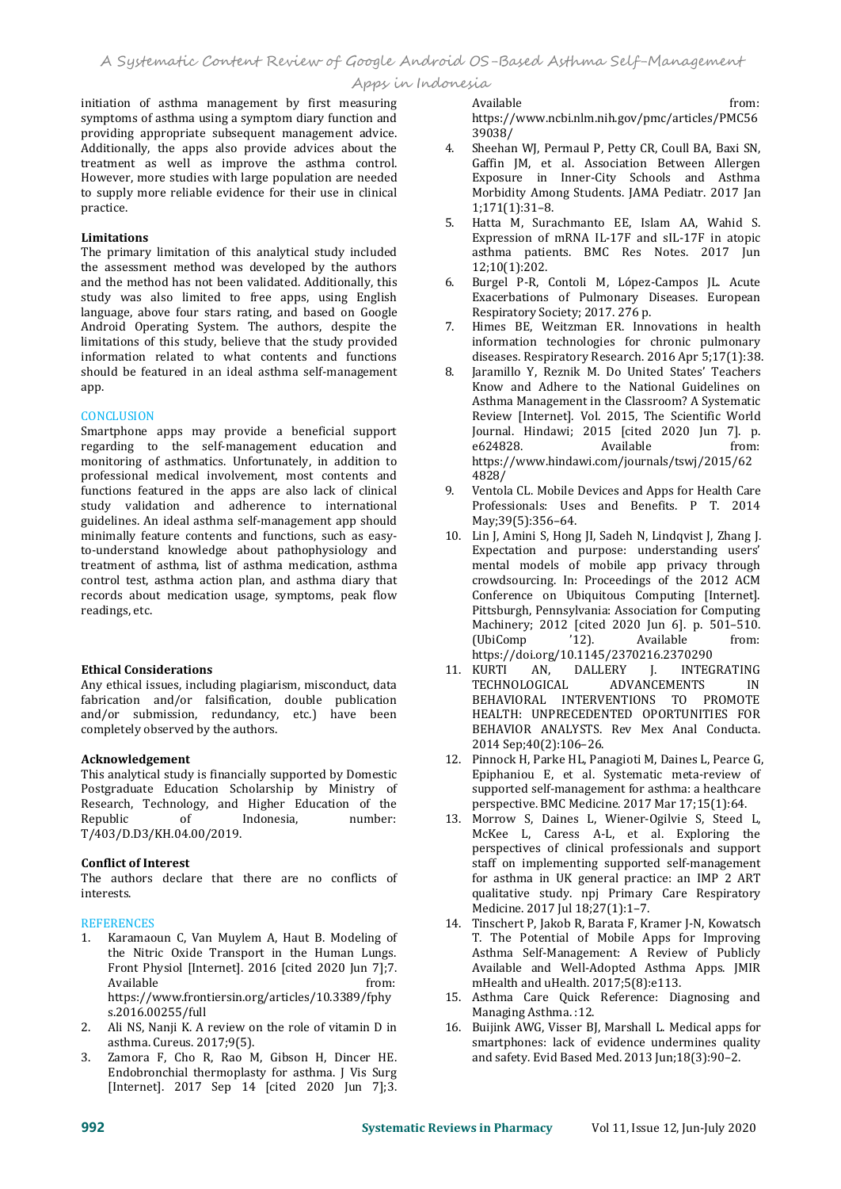initiation of asthma management by first measuring symptoms of asthma using a symptom diary function and providing appropriate subsequent management advice. Additionally, the apps also provide advices about the treatment as well as improve the asthma control. However, more studies with large population are needed to supply more reliable evidence for their use in clinical practice.

### Limitations

The primary limitation of this analytical study included the assessment method was developed by the authors and the method has not been validated. Additionally, this study was also limited to free apps, using English language, above four stars rating, and based on Google Android Operating System. The authors, despite the limitations of this study, believe that the study provided information related to what contents and functions should be featured in an ideal asthma self-management app.

## CONCLUSION

Smartphone apps may provide a beneficial support regarding to the self-management education and monitoring of asthmatics. Unfortunately, in addition to professional medical involvement, most contents and functions featured in the apps are also lack of clinical study validation and adherence to international guidelines. An ideal asthma self-management app should minimally feature contents and functions, such as easy-to-understand knowledge about pathophysiology and treatment of asthma, list of asthma medication, asthma control test, asthma action plan, and asthma diary that records about medication usage, symptoms, peak flow readings, etc.

### Ethical Considerations

Any ethical issues, including plagiarism, misconduct, data fabrication and/or falsification, double publication and/or submission, redundancy, etc.) have been completely observed by the authors.

### Acknowledgement

This analytical study is financially supported by Domestic Postgraduate Education Scholarship by Ministry of Research, Technology, and Higher Education of the Republic of Indonesia, number: T/403/D.D3/KH.04.00/2019.

### Conflict of Interest

The authors declare that there are no conflicts of interests.

## REFERENCES

1. Karamaoun C, Van Muylem A, Haut B. Modeling of the Nitric Oxide Transport in the Human Lungs. Front Physiol [Internet]. 2016 [cited 2020 Jun 7];7. Available from: https://www.frontiersin.org/articles/10.3389/fphys.2016.00255/full
2. Ali NS, Nanji K. A review on the role of vitamin D in asthma. Cureus. 2017;9(5).
3. Zamora F, Cho R, Rao M, Gibson H, Dincer HE. Endobronchial thermoplasty for asthma. J Vis Surg [Internet]. 2017 Sep 14 [cited 2020 Jun 7];3. Available from: https://www.ncbi.nlm.nih.gov/pmc/articles/PMC5639038/
4. Sheehan WJ, Permaul P, Petty CR, Coull BA, Baxi SN, Gaffin JM, et al. Association Between Allergen Exposure in Inner-City Schools and Asthma Morbidity Among Students. JAMA Pediatr. 2017 Jan 1;171(1):31–8.
5. Hatta M, Surachmanto EE, Islam AA, Wahid S. Expression of mRNA IL-17F and sIL-17F in atopic asthma patients. BMC Res Notes. 2017 Jun 12;10(1):202.
6. Burgel P-R, Contoli M, López-Campos JL. Acute Exacerbations of Pulmonary Diseases. European Respiratory Society; 2017. 276 p.
7. Himes BE, Weitzman ER. Innovations in health information technologies for chronic pulmonary diseases. Respiratory Research. 2016 Apr 5;17(1):38.
8. Jaramillo Y, Reznik M. Do United States' Teachers Know and Adhere to the National Guidelines on Asthma Management in the Classroom? A Systematic Review [Internet]. Vol. 2015, The Scientific World Journal. Hindawi; 2015 [cited 2020 Jun 7]. p. e624828. Available from: https://www.hindawi.com/journals/tswj/2015/624828/
9. Ventola CL. Mobile Devices and Apps for Health Care Professionals: Uses and Benefits. P T. 2014 May;39(5):356–64.
10. Lin J, Amini S, Hong JI, Sadeh N, Lindqvist J, Zhang J. Expectation and purpose: understanding users' mental models of mobile app privacy through crowdsourcing. In: Proceedings of the 2012 ACM Conference on Ubiquitous Computing [Internet]. Pittsburgh, Pennsylvania: Association for Computing Machinery; 2012 [cited 2020 Jun 6]. p. 501–510. (UbiComp '12). Available from: https://doi.org/10.1145/2370216.2370290
11. KURTI AN, DALLERY J. INTEGRATING TECHNOLOGICAL ADVANCEMENTS IN BEHAVIORAL INTERVENTIONS TO PROMOTE HEALTH: UNPRECEDENTED OPORTUNITIES FOR BEHAVIOR ANALYSTS. Rev Mex Anal Conducta. 2014 Sep;40(2):106–26.
12. Pinnock H, Parke HL, Panagioti M, Daines L, Pearce G, Epiphaniou E, et al. Systematic meta-review of supported self-management for asthma: a healthcare perspective. BMC Medicine. 2017 Mar 17;15(1):64.
13. Morrow S, Daines L, Wiener-Ogilvie S, Steed L, McKee L, Caress A-L, et al. Exploring the perspectives of clinical professionals and support staff on implementing supported self-management for asthma in UK general practice: an IMP 2 ART qualitative study. npj Primary Care Respiratory Medicine. 2017 Jul 18;27(1):1–7.
14. Tinschert P, Jakob R, Barata F, Kramer J-N, Kowatsch T. The Potential of Mobile Apps for Improving Asthma Self-Management: A Review of Publicly Available and Well-Adopted Asthma Apps. JMIR mHealth and uHealth. 2017;5(8):e113.
15. Asthma Care Quick Reference: Diagnosing and Managing Asthma. :12.
16. Buijink AWG, Visser BJ, Marshall L. Medical apps for smartphones: lack of evidence undermines quality and safety. Evid Based Med. 2013 Jun;18(3):90–2.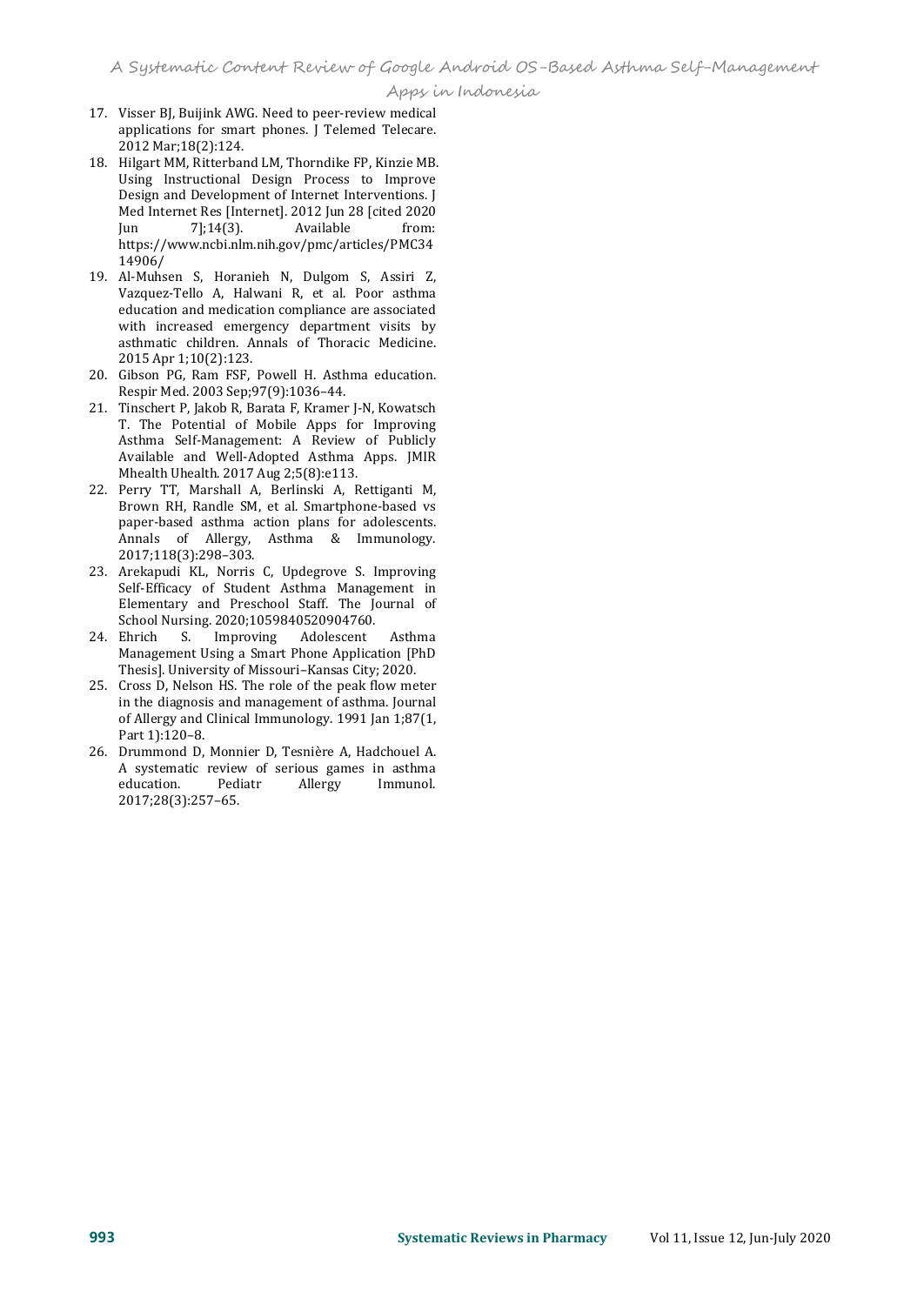17. Visser BJ, Buijink AWG. Need to peer-review medical applications for smart phones. J Telemed Telecare. 2012 Mar;18(2):124.
18. Hilgart MM, Ritterband LM, Thorndike FP, Kinzie MB. Using Instructional Design Process to Improve Design and Development of Internet Interventions. J Med Internet Res [Internet]. 2012 Jun 28 [cited 2020 Jun 7];14(3). Available from: https://www.ncbi.nlm.nih.gov/pmc/articles/PMC3414906/
19. Al-Muhsen S, Horanieh N, Dulgom S, Assiri Z, Vazquez-Tello A, Halwani R, et al. Poor asthma education and medication compliance are associated with increased emergency department visits by asthmatic children. Annals of Thoracic Medicine. 2015 Apr 1;10(2):123.
20. Gibson PG, Ram FSF, Powell H. Asthma education. Respir Med. 2003 Sep;97(9):1036–44.
21. Tinschert P, Jakob R, Barata F, Kramer J-N, Kowatsch T. The Potential of Mobile Apps for Improving Asthma Self-Management: A Review of Publicly Available and Well-Adopted Asthma Apps. JMIR Mhealth Uhealth. 2017 Aug 2;5(8):e113.
22. Perry TT, Marshall A, Berlinski A, Rettiganti M, Brown RH, Randle SM, et al. Smartphone-based vs paper-based asthma action plans for adolescents. Annals of Allergy, Asthma & Immunology. 2017;118(3):298–303.
23. Arekapudi KL, Norris C, Updegrove S. Improving Self-Efficacy of Student Asthma Management in Elementary and Preschool Staff. The Journal of School Nursing. 2020;1059840520904760.
24. Ehrich S. Improving Adolescent Asthma Management Using a Smart Phone Application [PhD Thesis]. University of Missouri–Kansas City; 2020.
25. Cross D, Nelson HS. The role of the peak flow meter in the diagnosis and management of asthma. Journal of Allergy and Clinical Immunology. 1991 Jan 1;87(1, Part 1):120–8.
26. Drummond D, Monnier D, Tesnière A, Hadchouel A. A systematic review of serious games in asthma education. Pediatr Allergy Immunol. 2017;28(3):257–65.